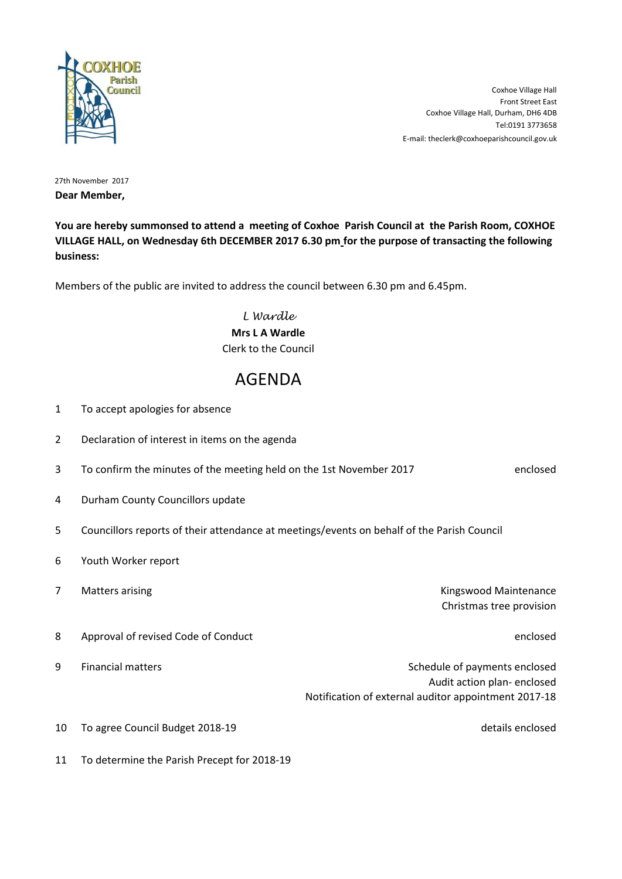COXHOE Parish Council

Coxhoe Village Hall
Front Street East
Coxhoe Village Hall, Durham, DH6 4DB
Tel:0191 3773658
E-mail: theclerk@coxhoeparishcouncil.gov.uk

27th November 2017

**Dear Member,**

**You are hereby summonsed to attend a meeting of Coxhoe Parish Council at the Parish Room, COXHOE VILLAGE HALL, on Wednesday 6th DECEMBER 2017 6.30 pm for the purpose of transacting the following business:**

Members of the public are invited to address the council between 6.30 pm and 6.45pm.

*L Wardle*
**Mrs L A Wardle**
Clerk to the Council

# AGENDA

| | | |
|---|---|---|
| 1 | To accept apologies for absence | |
| 2 | Declaration of interest in items on the agenda | |
| 3 | To confirm the minutes of the meeting held on the 1st November 2017 | enclosed |
| 4 | Durham County Councillors update | |
| 5 | Councillors reports of their attendance at meetings/events on behalf of the Parish Council | |
| 6 | Youth Worker report | |
| 7 | Matters arising | Kingswood Maintenance<br>Christmas tree provision |
| 8 | Approval of revised Code of Conduct | enclosed |
| 9 | Financial matters | Schedule of payments enclosed<br>Audit action plan- enclosed<br>Notification of external auditor appointment 2017-18 |
| 10 | To agree Council Budget 2018-19 | details enclosed |
| 11 | To determine the Parish Precept for 2018-19 | |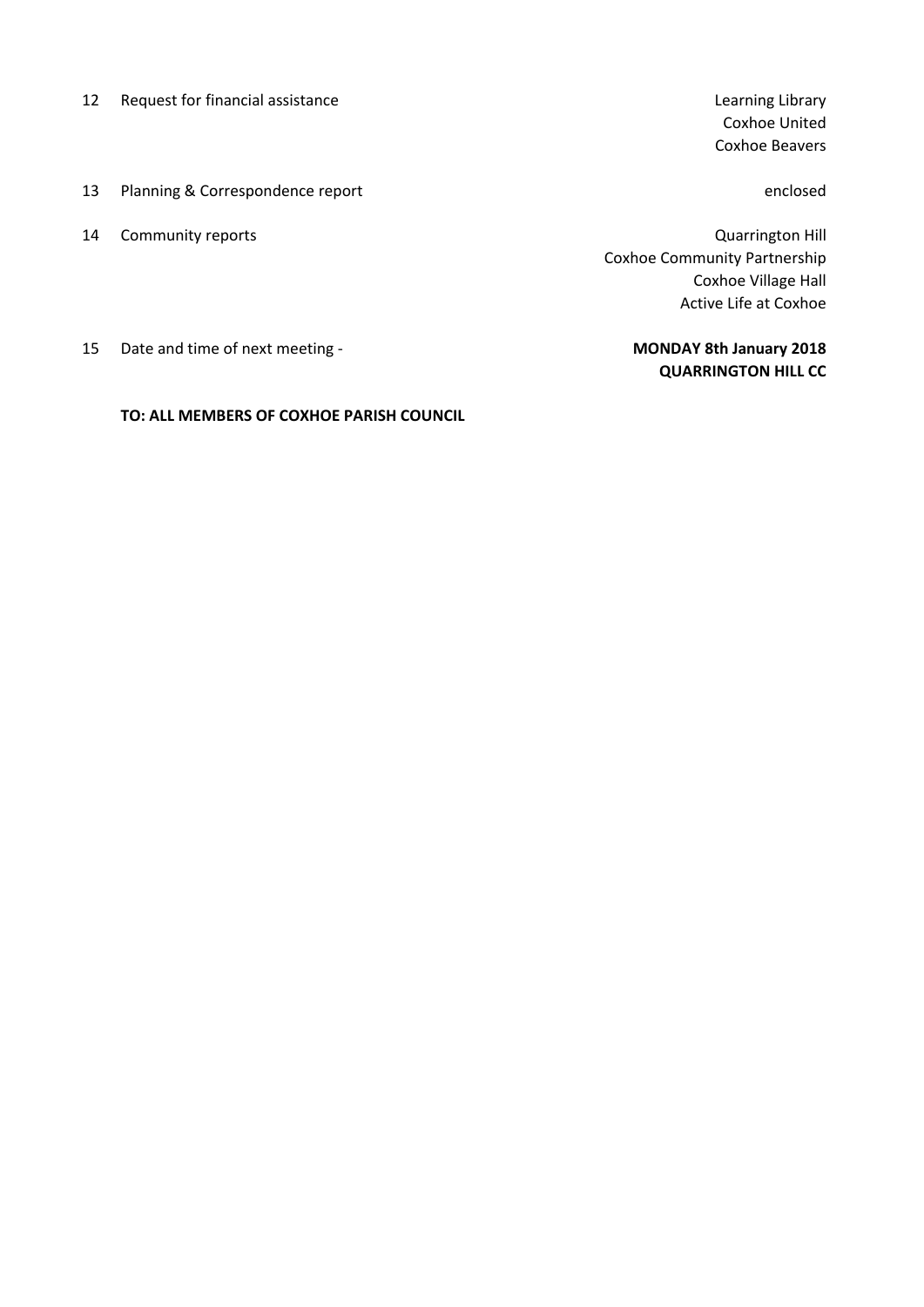| | | |
|---|---|---|
| 12 | Request for financial assistance | Learning Library<br>Coxhoe United<br>Coxhoe Beavers |
| 13 | Planning & Correspondence report | enclosed |
| 14 | Community reports | Quarrington Hill<br>Coxhoe Community Partnership<br>Coxhoe Village Hall<br>Active Life at Coxhoe |
| 15 | Date and time of next meeting - | **MONDAY 8th January 2018**<br>**QUARRINGTON HILL CC** |

**TO: ALL MEMBERS OF COXHOE PARISH COUNCIL**